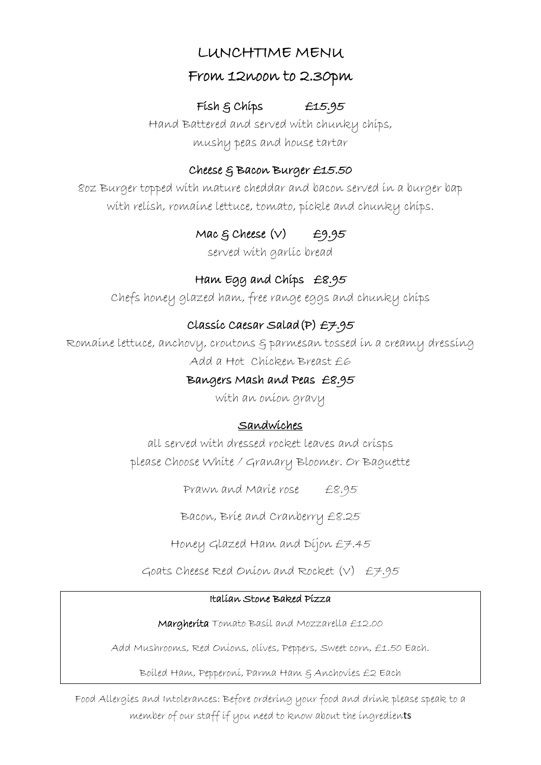# LUNCHTIME MENU

## From 12noon to 2.30pm

**Fish & Chips** £15.95

Hand Battered and served with chunky chips, mushy peas and house tartar

**Cheese & Bacon Burger £15.50**

8oz Burger topped with mature cheddar and bacon served in a burger bap with relish, romaine lettuce, tomato, pickle and chunky chips.

**Mac & Cheese (V)** £9.95

served with garlic bread

**Ham Egg and Chips** £8.95

Chefs honey glazed ham, free range eggs and chunky chips

**Classic Caesar Salad (P)** £7.95

Romaine lettuce, anchovy, croutons & parmesan tossed in a creamy dressing

Add a Hot Chicken Breast £6

**Bangers Mash and Peas** £8.95

with an onion gravy

### Sandwiches

all served with dressed rocket leaves and crisps

please Choose White / Granary Bloomer. Or Baguette

Prawn and Marie rose £8.95

Bacon, Brie and Cranberry £8.25

Honey Glazed Ham and Dijon £7.45

Goats Cheese Red Onion and Rocket (V) £7.95

**Italian Stone Baked Pizza**

**Margherita** Tomato Basil and Mozzarella £12.00

Add Mushrooms, Red Onions, olives, Peppers, Sweet corn, £1.50 Each.

Boiled Ham, Pepperoni, Parma Ham & Anchovies £2 Each

Food Allergies and Intolerances: Before ordering your food and drink please speak to a member of our staff if you need to know about the ingredients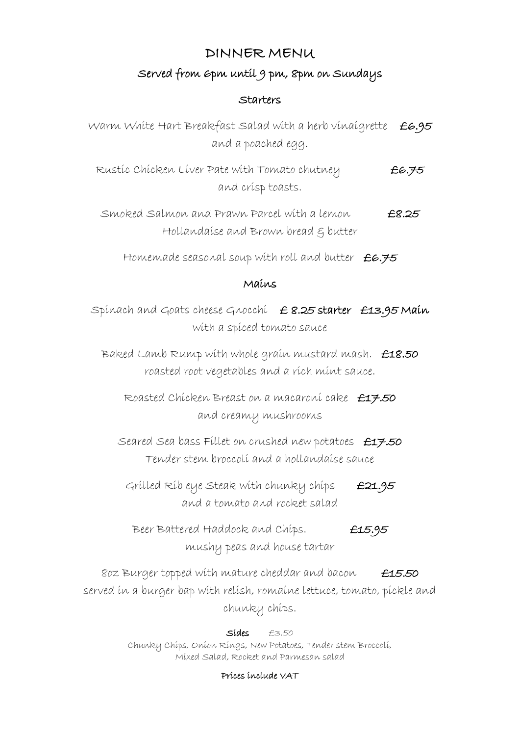# DINNER MENU

## Served from 6pm until 9 pm, 8pm on Sundays

### Starters

Warm White Hart Breakfast Salad with a herb vinaigrette **£6.95**
and a poached egg.

Rustic Chicken Liver Pate with Tomato chutney **£6.75**
and crisp toasts.

Smoked Salmon and Prawn Parcel with a lemon **£8.25**
Hollandaise and Brown bread & butter

Homemade seasonal soup with roll and butter **£6.75**

### Mains

Spinach and Goats cheese Gnocchi **£ 8.25 starter £13.95 Main**
with a spiced tomato sauce

Baked Lamb Rump with whole grain mustard mash. **£18.50**
roasted root vegetables and a rich mint sauce.

Roasted Chicken Breast on a macaroni cake **£17.50**
and creamy mushrooms

Seared Sea bass Fillet on crushed new potatoes **£17.50**
Tender stem broccoli and a hollandaise sauce

Grilled Rib eye Steak with chunky chips **£21.95**
and a tomato and rocket salad

Beer Battered Haddock and Chips. **£15.95**
mushy peas and house tartar

8oz Burger topped with mature cheddar and bacon **£15.50**
served in a burger bap with relish, romaine lettuce, tomato, pickle and chunky chips.

**Sides** £3.50

Chunky Chips, Onion Rings, New Potatoes, Tender stem Broccoli,
Mixed Salad, Rocket and Parmesan salad

**Prices include VAT**